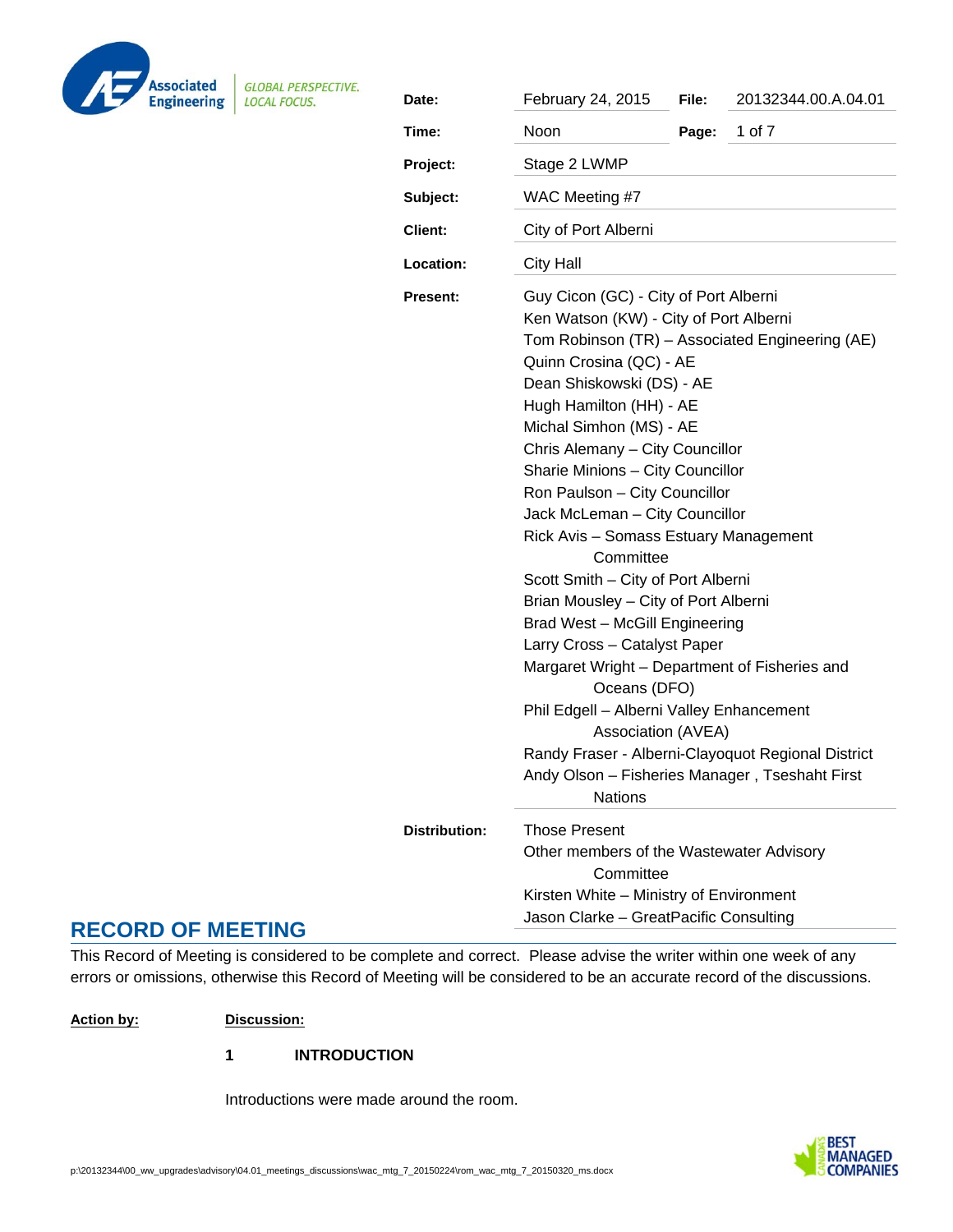| | | | |
|---|---|---|---|
| **Date:** | February 24, 2015 | **File:** | 20132344.00.A.04.01 |
| **Time:** | Noon | **Page:** | 1 of 7 |
| **Project:** | Stage 2 LWMP | | |
| **Subject:** | WAC Meeting #7 | | |
| **Client:** | City of Port Alberni | | |
| **Location:** | City Hall | | |
| **Present:** | Guy Cicon (GC) - City of Port Alberni<br>Ken Watson (KW) - City of Port Alberni<br>Tom Robinson (TR) – Associated Engineering (AE)<br>Quinn Crosina (QC) - AE<br>Dean Shiskowski (DS) - AE<br>Hugh Hamilton (HH) - AE<br>Michal Simhon (MS) - AE<br>Chris Alemany – City Councillor<br>Sharie Minions – City Councillor<br>Ron Paulson – City Councillor<br>Jack McLeman – City Councillor<br>Rick Avis – Somass Estuary Management Committee<br>Scott Smith – City of Port Alberni<br>Brian Mousley – City of Port Alberni<br>Brad West – McGill Engineering<br>Larry Cross – Catalyst Paper<br>Margaret Wright – Department of Fisheries and Oceans (DFO)<br>Phil Edgell – Alberni Valley Enhancement Association (AVEA)<br>Randy Fraser - Alberni-Clayoquot Regional District<br>Andy Olson – Fisheries Manager , Tseshaht First Nations | | |
| **Distribution:** | Those Present<br>Other members of the Wastewater Advisory Committee<br>Kirsten White – Ministry of Environment<br>Jason Clarke – GreatPacific Consulting | | |

## RECORD OF MEETING

This Record of Meeting is considered to be complete and correct. Please advise the writer within one week of any errors or omissions, otherwise this Record of Meeting will be considered to be an accurate record of the discussions.

**Action by:** **Discussion:**

### 1 INTRODUCTION

Introductions were made around the room.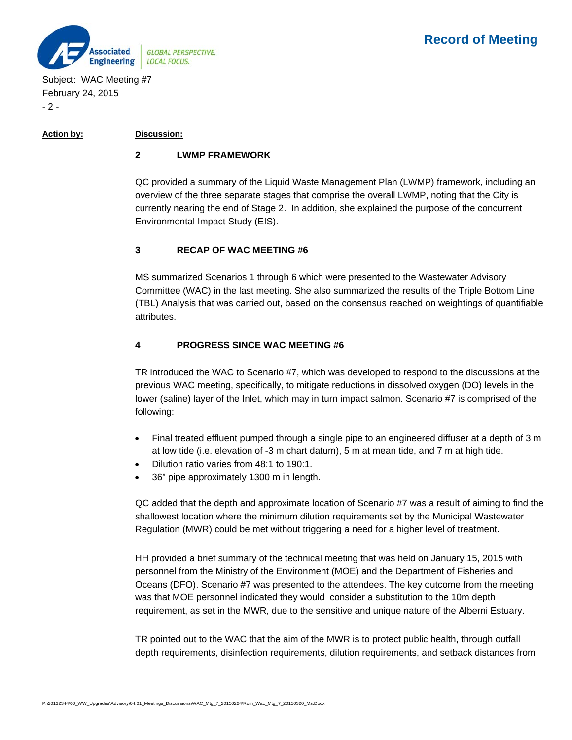**Action by:** **Discussion:**

## 2 LWMP FRAMEWORK

QC provided a summary of the Liquid Waste Management Plan (LWMP) framework, including an overview of the three separate stages that comprise the overall LWMP, noting that the City is currently nearing the end of Stage 2. In addition, she explained the purpose of the concurrent Environmental Impact Study (EIS).

## 3 RECAP OF WAC MEETING #6

MS summarized Scenarios 1 through 6 which were presented to the Wastewater Advisory Committee (WAC) in the last meeting. She also summarized the results of the Triple Bottom Line (TBL) Analysis that was carried out, based on the consensus reached on weightings of quantifiable attributes.

## 4 PROGRESS SINCE WAC MEETING #6

TR introduced the WAC to Scenario #7, which was developed to respond to the discussions at the previous WAC meeting, specifically, to mitigate reductions in dissolved oxygen (DO) levels in the lower (saline) layer of the Inlet, which may in turn impact salmon. Scenario #7 is comprised of the following:

- Final treated effluent pumped through a single pipe to an engineered diffuser at a depth of 3 m at low tide (i.e. elevation of -3 m chart datum), 5 m at mean tide, and 7 m at high tide.
- Dilution ratio varies from 48:1 to 190:1.
- 36" pipe approximately 1300 m in length.

QC added that the depth and approximate location of Scenario #7 was a result of aiming to find the shallowest location where the minimum dilution requirements set by the Municipal Wastewater Regulation (MWR) could be met without triggering a need for a higher level of treatment.

HH provided a brief summary of the technical meeting that was held on January 15, 2015 with personnel from the Ministry of the Environment (MOE) and the Department of Fisheries and Oceans (DFO). Scenario #7 was presented to the attendees. The key outcome from the meeting was that MOE personnel indicated they would consider a substitution to the 10m depth requirement, as set in the MWR, due to the sensitive and unique nature of the Alberni Estuary.

TR pointed out to the WAC that the aim of the MWR is to protect public health, through outfall depth requirements, disinfection requirements, dilution requirements, and setback distances from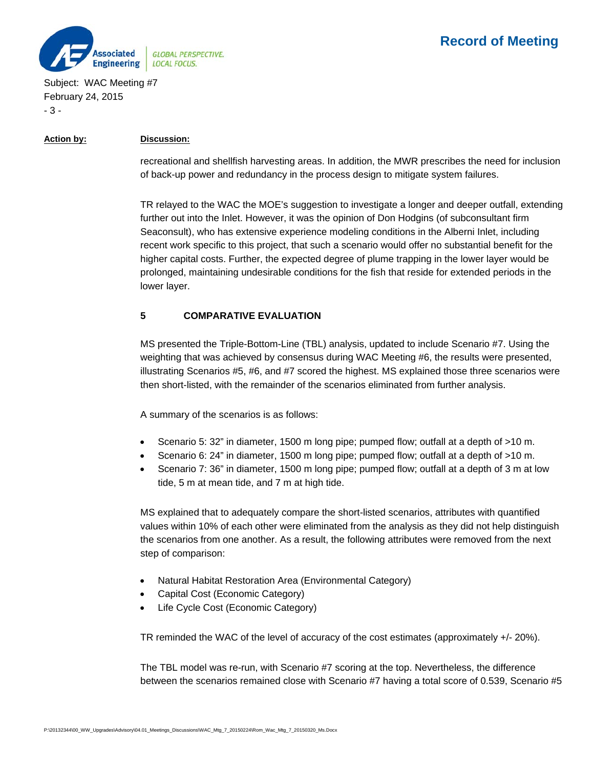**Action by:** **Discussion:**

recreational and shellfish harvesting areas. In addition, the MWR prescribes the need for inclusion of back-up power and redundancy in the process design to mitigate system failures.

TR relayed to the WAC the MOE's suggestion to investigate a longer and deeper outfall, extending further out into the Inlet. However, it was the opinion of Don Hodgins (of subconsultant firm Seaconsult), who has extensive experience modeling conditions in the Alberni Inlet, including recent work specific to this project, that such a scenario would offer no substantial benefit for the higher capital costs. Further, the expected degree of plume trapping in the lower layer would be prolonged, maintaining undesirable conditions for the fish that reside for extended periods in the lower layer.

## 5 COMPARATIVE EVALUATION

MS presented the Triple-Bottom-Line (TBL) analysis, updated to include Scenario #7. Using the weighting that was achieved by consensus during WAC Meeting #6, the results were presented, illustrating Scenarios #5, #6, and #7 scored the highest. MS explained those three scenarios were then short-listed, with the remainder of the scenarios eliminated from further analysis.

A summary of the scenarios is as follows:

- Scenario 5: 32" in diameter, 1500 m long pipe; pumped flow; outfall at a depth of >10 m.
- Scenario 6: 24" in diameter, 1500 m long pipe; pumped flow; outfall at a depth of >10 m.
- Scenario 7: 36" in diameter, 1500 m long pipe; pumped flow; outfall at a depth of 3 m at low tide, 5 m at mean tide, and 7 m at high tide.

MS explained that to adequately compare the short-listed scenarios, attributes with quantified values within 10% of each other were eliminated from the analysis as they did not help distinguish the scenarios from one another. As a result, the following attributes were removed from the next step of comparison:

- Natural Habitat Restoration Area (Environmental Category)
- Capital Cost (Economic Category)
- Life Cycle Cost (Economic Category)

TR reminded the WAC of the level of accuracy of the cost estimates (approximately +/- 20%).

The TBL model was re-run, with Scenario #7 scoring at the top. Nevertheless, the difference between the scenarios remained close with Scenario #7 having a total score of 0.539, Scenario #5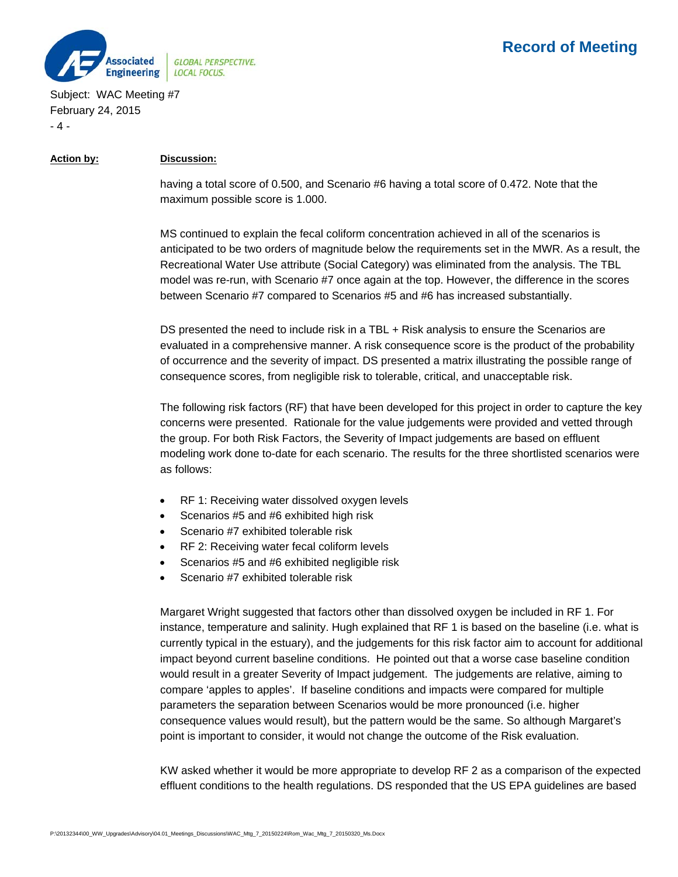**Action by:** **Discussion:**

having a total score of 0.500, and Scenario #6 having a total score of 0.472. Note that the maximum possible score is 1.000.

MS continued to explain the fecal coliform concentration achieved in all of the scenarios is anticipated to be two orders of magnitude below the requirements set in the MWR. As a result, the Recreational Water Use attribute (Social Category) was eliminated from the analysis. The TBL model was re-run, with Scenario #7 once again at the top. However, the difference in the scores between Scenario #7 compared to Scenarios #5 and #6 has increased substantially.

DS presented the need to include risk in a TBL + Risk analysis to ensure the Scenarios are evaluated in a comprehensive manner. A risk consequence score is the product of the probability of occurrence and the severity of impact. DS presented a matrix illustrating the possible range of consequence scores, from negligible risk to tolerable, critical, and unacceptable risk.

The following risk factors (RF) that have been developed for this project in order to capture the key concerns were presented. Rationale for the value judgements were provided and vetted through the group. For both Risk Factors, the Severity of Impact judgements are based on effluent modeling work done to-date for each scenario. The results for the three shortlisted scenarios were as follows:

- RF 1: Receiving water dissolved oxygen levels
- Scenarios #5 and #6 exhibited high risk
- Scenario #7 exhibited tolerable risk
- RF 2: Receiving water fecal coliform levels
- Scenarios #5 and #6 exhibited negligible risk
- Scenario #7 exhibited tolerable risk

Margaret Wright suggested that factors other than dissolved oxygen be included in RF 1. For instance, temperature and salinity. Hugh explained that RF 1 is based on the baseline (i.e. what is currently typical in the estuary), and the judgements for this risk factor aim to account for additional impact beyond current baseline conditions. He pointed out that a worse case baseline condition would result in a greater Severity of Impact judgement. The judgements are relative, aiming to compare 'apples to apples'. If baseline conditions and impacts were compared for multiple parameters the separation between Scenarios would be more pronounced (i.e. higher consequence values would result), but the pattern would be the same. So although Margaret's point is important to consider, it would not change the outcome of the Risk evaluation.

KW asked whether it would be more appropriate to develop RF 2 as a comparison of the expected effluent conditions to the health regulations. DS responded that the US EPA guidelines are based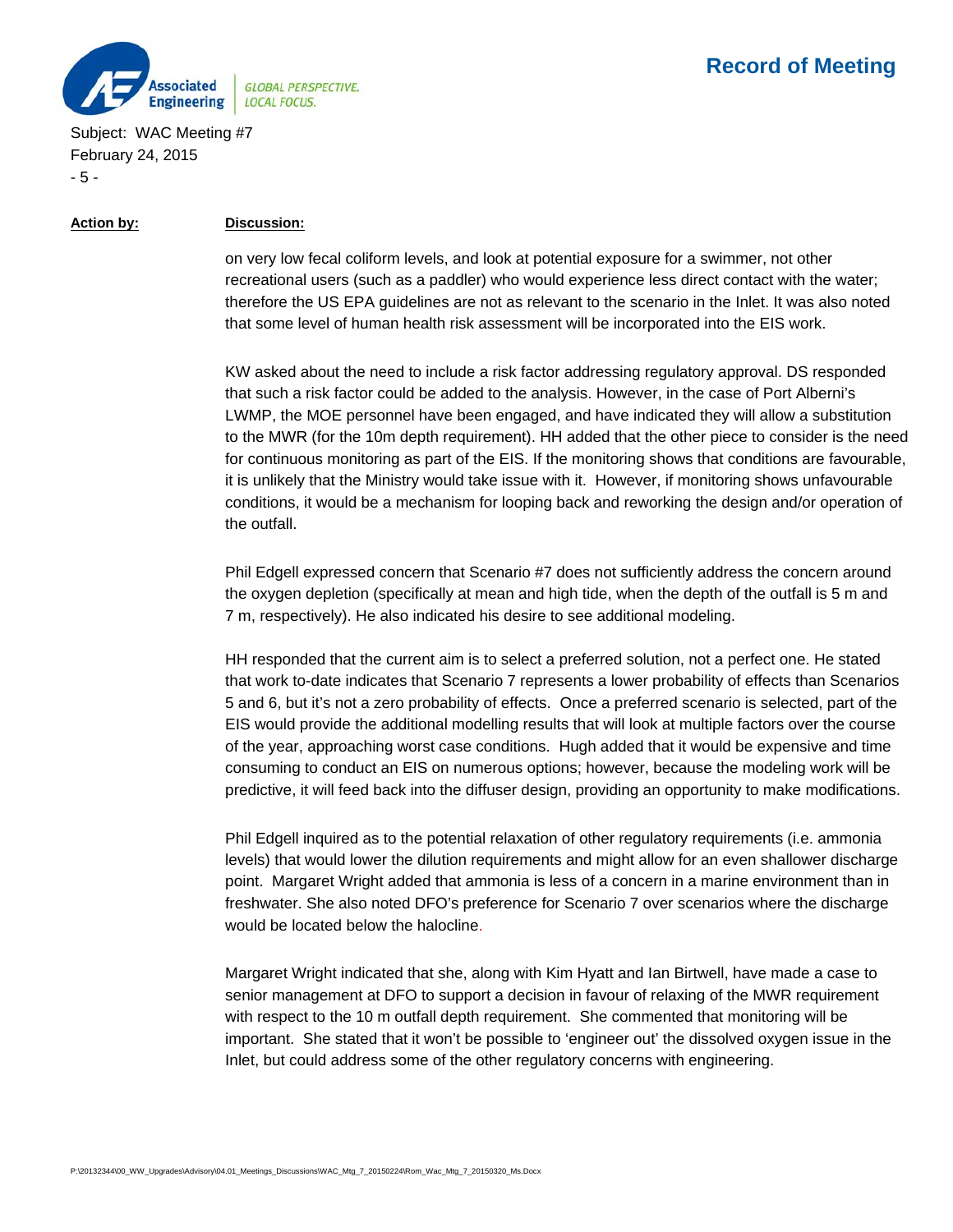**Action by:** **Discussion:**

on very low fecal coliform levels, and look at potential exposure for a swimmer, not other recreational users (such as a paddler) who would experience less direct contact with the water; therefore the US EPA guidelines are not as relevant to the scenario in the Inlet. It was also noted that some level of human health risk assessment will be incorporated into the EIS work.

KW asked about the need to include a risk factor addressing regulatory approval. DS responded that such a risk factor could be added to the analysis. However, in the case of Port Alberni's LWMP, the MOE personnel have been engaged, and have indicated they will allow a substitution to the MWR (for the 10m depth requirement). HH added that the other piece to consider is the need for continuous monitoring as part of the EIS. If the monitoring shows that conditions are favourable, it is unlikely that the Ministry would take issue with it. However, if monitoring shows unfavourable conditions, it would be a mechanism for looping back and reworking the design and/or operation of the outfall.

Phil Edgell expressed concern that Scenario #7 does not sufficiently address the concern around the oxygen depletion (specifically at mean and high tide, when the depth of the outfall is 5 m and 7 m, respectively). He also indicated his desire to see additional modeling.

HH responded that the current aim is to select a preferred solution, not a perfect one. He stated that work to-date indicates that Scenario 7 represents a lower probability of effects than Scenarios 5 and 6, but it's not a zero probability of effects. Once a preferred scenario is selected, part of the EIS would provide the additional modelling results that will look at multiple factors over the course of the year, approaching worst case conditions. Hugh added that it would be expensive and time consuming to conduct an EIS on numerous options; however, because the modeling work will be predictive, it will feed back into the diffuser design, providing an opportunity to make modifications.

Phil Edgell inquired as to the potential relaxation of other regulatory requirements (i.e. ammonia levels) that would lower the dilution requirements and might allow for an even shallower discharge point. Margaret Wright added that ammonia is less of a concern in a marine environment than in freshwater. She also noted DFO's preference for Scenario 7 over scenarios where the discharge would be located below the halocline.

Margaret Wright indicated that she, along with Kim Hyatt and Ian Birtwell, have made a case to senior management at DFO to support a decision in favour of relaxing of the MWR requirement with respect to the 10 m outfall depth requirement. She commented that monitoring will be important. She stated that it won't be possible to 'engineer out' the dissolved oxygen issue in the Inlet, but could address some of the other regulatory concerns with engineering.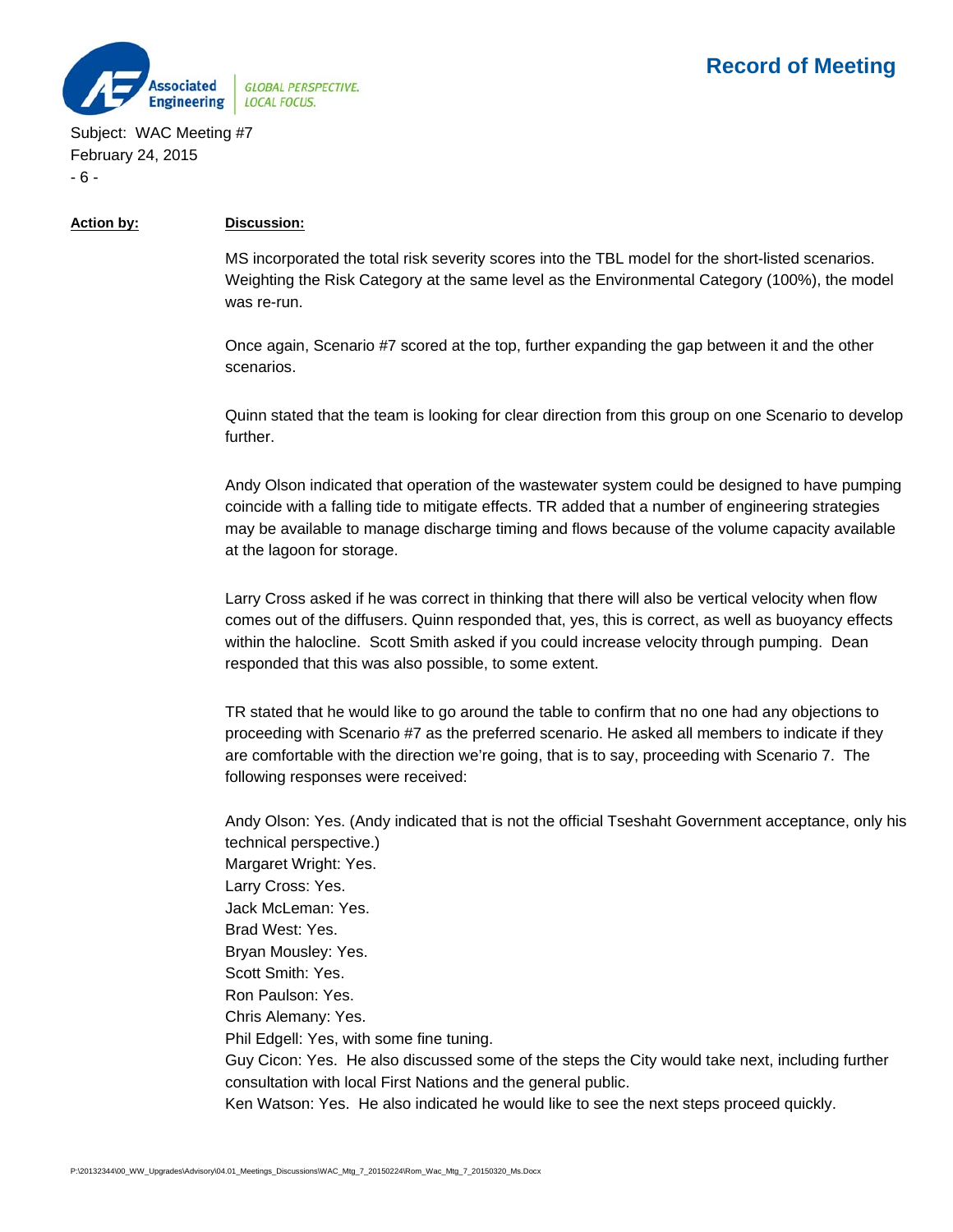| Action by: | Discussion: |
|---|---|

MS incorporated the total risk severity scores into the TBL model for the short-listed scenarios. Weighting the Risk Category at the same level as the Environmental Category (100%), the model was re-run.

Once again, Scenario #7 scored at the top, further expanding the gap between it and the other scenarios.

Quinn stated that the team is looking for clear direction from this group on one Scenario to develop further.

Andy Olson indicated that operation of the wastewater system could be designed to have pumping coincide with a falling tide to mitigate effects. TR added that a number of engineering strategies may be available to manage discharge timing and flows because of the volume capacity available at the lagoon for storage.

Larry Cross asked if he was correct in thinking that there will also be vertical velocity when flow comes out of the diffusers. Quinn responded that, yes, this is correct, as well as buoyancy effects within the halocline. Scott Smith asked if you could increase velocity through pumping. Dean responded that this was also possible, to some extent.

TR stated that he would like to go around the table to confirm that no one had any objections to proceeding with Scenario #7 as the preferred scenario. He asked all members to indicate if they are comfortable with the direction we're going, that is to say, proceeding with Scenario 7. The following responses were received:

Andy Olson: Yes. (Andy indicated that is not the official Tseshaht Government acceptance, only his technical perspective.)
Margaret Wright: Yes.
Larry Cross: Yes.
Jack McLeman: Yes.
Brad West: Yes.
Bryan Mousley: Yes.
Scott Smith: Yes.
Ron Paulson: Yes.
Chris Alemany: Yes.
Phil Edgell: Yes, with some fine tuning.
Guy Cicon: Yes. He also discussed some of the steps the City would take next, including further consultation with local First Nations and the general public.
Ken Watson: Yes. He also indicated he would like to see the next steps proceed quickly.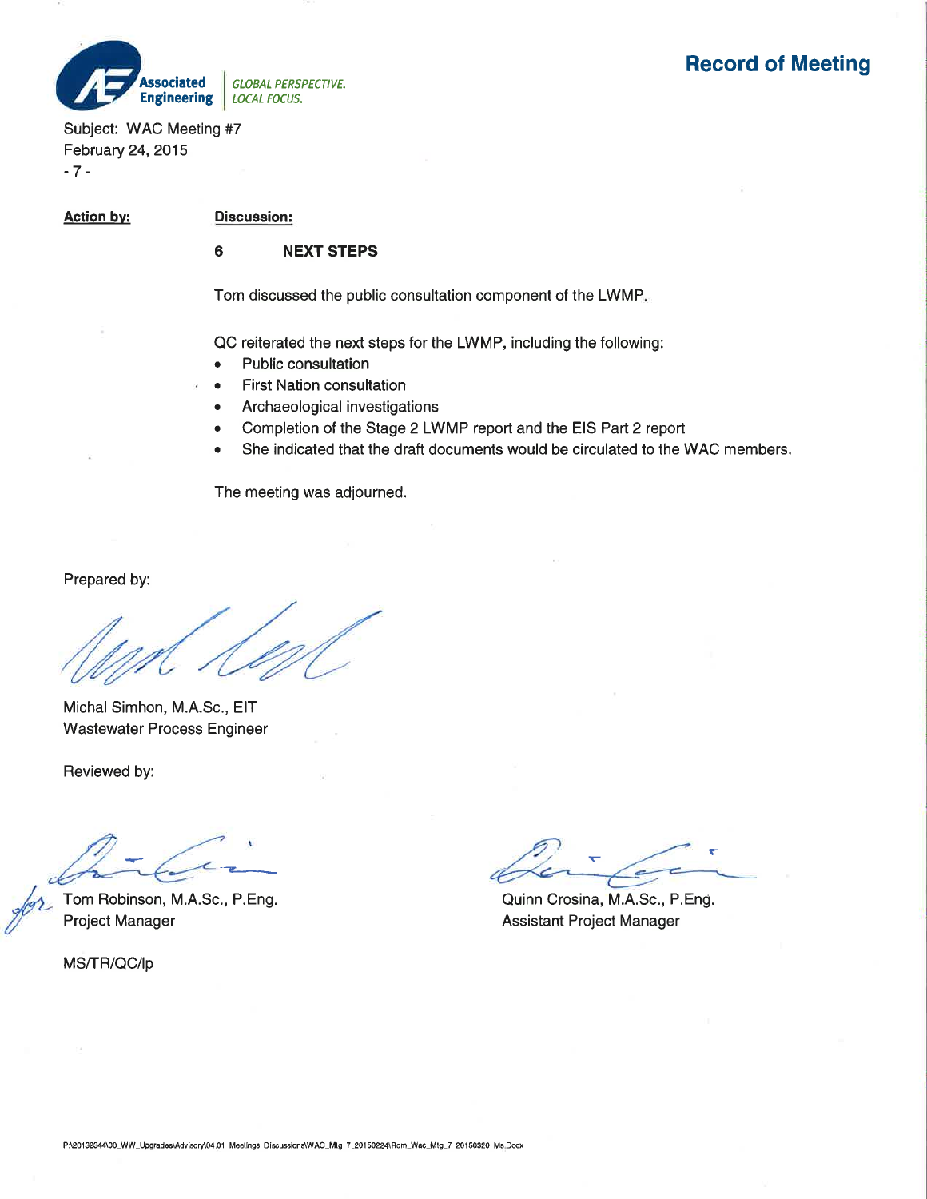**Record of Meeting**

Subject: WAC Meeting #7
February 24, 2015

| Action by: | Discussion: |
|---|---|
| | **6 NEXT STEPS** |

Tom discussed the public consultation component of the LWMP.

QC reiterated the next steps for the LWMP, including the following:

- Public consultation
- First Nation consultation
- Archaeological investigations
- Completion of the Stage 2 LWMP report and the EIS Part 2 report
- She indicated that the draft documents would be circulated to the WAC members.

The meeting was adjourned.

Prepared by:

Michal Simhon, M.A.Sc., EIT
Wastewater Process Engineer

Reviewed by:

for Tom Robinson, M.A.Sc., P.Eng.
Project Manager

Quinn Crosina, M.A.Sc., P.Eng.
Assistant Project Manager

MS/TR/QC/lp

P:\20132344\00_WW_Upgrades\Advisory\04.01_Meetings_Discussions\WAC_Mtg_7_20150224\Rom_Wac_Mtg_7_20150320_Ms.Docx